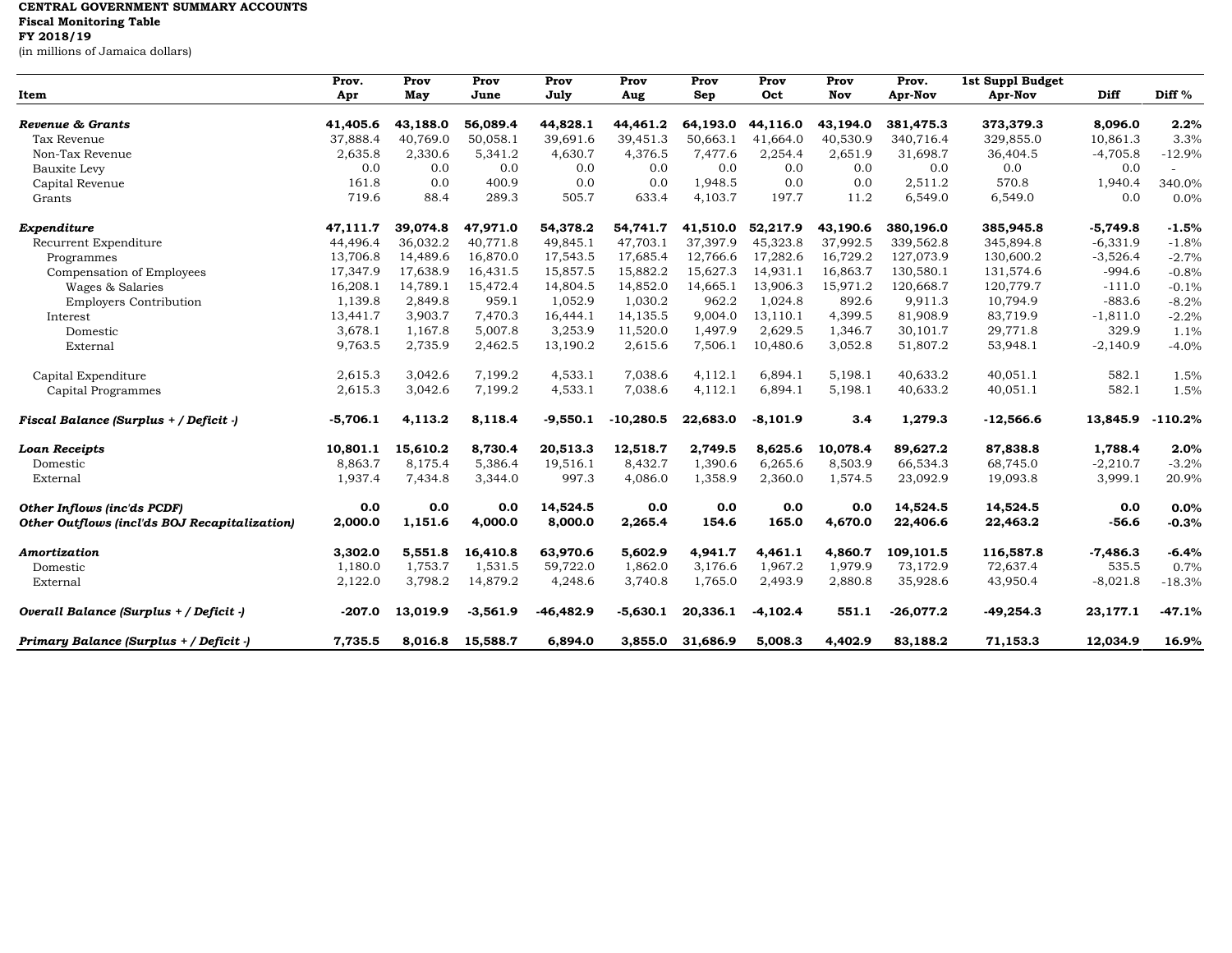**CENTRAL GOVERNMENT SUMMARY ACCOUNTS**
**Fiscal Monitoring Table**
**FY 2018/19**
(in millions of Jamaica dollars)

| Item | Prov. Apr | Prov May | Prov June | Prov July | Prov Aug | Prov Sep | Prov Oct | Prov Nov | Prov. Apr-Nov | 1st Suppl Budget Apr-Nov | Diff | Diff % |
|---|---|---|---|---|---|---|---|---|---|---|---|---|
| ***Revenue & Grants*** | **41,405.6** | **43,188.0** | **56,089.4** | **44,828.1** | **44,461.2** | **64,193.0** | **44,116.0** | **43,194.0** | **381,475.3** | **373,379.3** | **8,096.0** | **2.2%** |
| Tax Revenue | 37,888.4 | 40,769.0 | 50,058.1 | 39,691.6 | 39,451.3 | 50,663.1 | 41,664.0 | 40,530.9 | 340,716.4 | 329,855.0 | 10,861.3 | 3.3% |
| Non-Tax Revenue | 2,635.8 | 2,330.6 | 5,341.2 | 4,630.7 | 4,376.5 | 7,477.6 | 2,254.4 | 2,651.9 | 31,698.7 | 36,404.5 | -4,705.8 | -12.9% |
| Bauxite Levy | 0.0 | 0.0 | 0.0 | 0.0 | 0.0 | 0.0 | 0.0 | 0.0 | 0.0 | 0.0 | 0.0 | - |
| Capital Revenue | 161.8 | 0.0 | 400.9 | 0.0 | 0.0 | 1,948.5 | 0.0 | 0.0 | 2,511.2 | 570.8 | 1,940.4 | 340.0% |
| Grants | 719.6 | 88.4 | 289.3 | 505.7 | 633.4 | 4,103.7 | 197.7 | 11.2 | 6,549.0 | 6,549.0 | 0.0 | 0.0% |
| ***Expenditure*** | **47,111.7** | **39,074.8** | **47,971.0** | **54,378.2** | **54,741.7** | **41,510.0** | **52,217.9** | **43,190.6** | **380,196.0** | **385,945.8** | **-5,749.8** | **-1.5%** |
| Recurrent Expenditure | 44,496.4 | 36,032.2 | 40,771.8 | 49,845.1 | 47,703.1 | 37,397.9 | 45,323.8 | 37,992.5 | 339,562.8 | 345,894.8 | -6,331.9 | -1.8% |
| Programmes | 13,706.8 | 14,489.6 | 16,870.0 | 17,543.5 | 17,685.4 | 12,766.6 | 17,282.6 | 16,729.2 | 127,073.9 | 130,600.2 | -3,526.4 | -2.7% |
| Compensation of Employees | 17,347.9 | 17,638.9 | 16,431.5 | 15,857.5 | 15,882.2 | 15,627.3 | 14,931.1 | 16,863.7 | 130,580.1 | 131,574.6 | -994.6 | -0.8% |
| Wages & Salaries | 16,208.1 | 14,789.1 | 15,472.4 | 14,804.5 | 14,852.0 | 14,665.1 | 13,906.3 | 15,971.2 | 120,668.7 | 120,779.7 | -111.0 | -0.1% |
| Employers Contribution | 1,139.8 | 2,849.8 | 959.1 | 1,052.9 | 1,030.2 | 962.2 | 1,024.8 | 892.6 | 9,911.3 | 10,794.9 | -883.6 | -8.2% |
| Interest | 13,441.7 | 3,903.7 | 7,470.3 | 16,444.1 | 14,135.5 | 9,004.0 | 13,110.1 | 4,399.5 | 81,908.9 | 83,719.9 | -1,811.0 | -2.2% |
| Domestic | 3,678.1 | 1,167.8 | 5,007.8 | 3,253.9 | 11,520.0 | 1,497.9 | 2,629.5 | 1,346.7 | 30,101.7 | 29,771.8 | 329.9 | 1.1% |
| External | 9,763.5 | 2,735.9 | 2,462.5 | 13,190.2 | 2,615.6 | 7,506.1 | 10,480.6 | 3,052.8 | 51,807.2 | 53,948.1 | -2,140.9 | -4.0% |
| Capital Expenditure | 2,615.3 | 3,042.6 | 7,199.2 | 4,533.1 | 7,038.6 | 4,112.1 | 6,894.1 | 5,198.1 | 40,633.2 | 40,051.1 | 582.1 | 1.5% |
| Capital Programmes | 2,615.3 | 3,042.6 | 7,199.2 | 4,533.1 | 7,038.6 | 4,112.1 | 6,894.1 | 5,198.1 | 40,633.2 | 40,051.1 | 582.1 | 1.5% |
| ***Fiscal Balance (Surplus + / Deficit -)*** | **-5,706.1** | **4,113.2** | **8,118.4** | **-9,550.1** | **-10,280.5** | **22,683.0** | **-8,101.9** | **3.4** | **1,279.3** | **-12,566.6** | **13,845.9** | **-110.2%** |
| ***Loan Receipts*** | **10,801.1** | **15,610.2** | **8,730.4** | **20,513.3** | **12,518.7** | **2,749.5** | **8,625.6** | **10,078.4** | **89,627.2** | **87,838.8** | **1,788.4** | **2.0%** |
| Domestic | 8,863.7 | 8,175.4 | 5,386.4 | 19,516.1 | 8,432.7 | 1,390.6 | 6,265.6 | 8,503.9 | 66,534.3 | 68,745.0 | -2,210.7 | -3.2% |
| External | 1,937.4 | 7,434.8 | 3,344.0 | 997.3 | 4,086.0 | 1,358.9 | 2,360.0 | 1,574.5 | 23,092.9 | 19,093.8 | 3,999.1 | 20.9% |
| ***Other Inflows (inc'ds PCDF)*** | **0.0** | **0.0** | **0.0** | **14,524.5** | **0.0** | **0.0** | **0.0** | **0.0** | **14,524.5** | **14,524.5** | **0.0** | **0.0%** |
| ***Other Outflows (incl'ds BOJ Recapitalization)*** | **2,000.0** | **1,151.6** | **4,000.0** | **8,000.0** | **2,265.4** | **154.6** | **165.0** | **4,670.0** | **22,406.6** | **22,463.2** | **-56.6** | **-0.3%** |
| ***Amortization*** | **3,302.0** | **5,551.8** | **16,410.8** | **63,970.6** | **5,602.9** | **4,941.7** | **4,461.1** | **4,860.7** | **109,101.5** | **116,587.8** | **-7,486.3** | **-6.4%** |
| Domestic | 1,180.0 | 1,753.7 | 1,531.5 | 59,722.0 | 1,862.0 | 3,176.6 | 1,967.2 | 1,979.9 | 73,172.9 | 72,637.4 | 535.5 | 0.7% |
| External | 2,122.0 | 3,798.2 | 14,879.2 | 4,248.6 | 3,740.8 | 1,765.0 | 2,493.9 | 2,880.8 | 35,928.6 | 43,950.4 | -8,021.8 | -18.3% |
| ***Overall Balance (Surplus + / Deficit -)*** | **-207.0** | **13,019.9** | **-3,561.9** | **-46,482.9** | **-5,630.1** | **20,336.1** | **-4,102.4** | **551.1** | **-26,077.2** | **-49,254.3** | **23,177.1** | **-47.1%** |
| ***Primary Balance (Surplus + / Deficit -)*** | **7,735.5** | **8,016.8** | **15,588.7** | **6,894.0** | **3,855.0** | **31,686.9** | **5,008.3** | **4,402.9** | **83,188.2** | **71,153.3** | **12,034.9** | **16.9%** |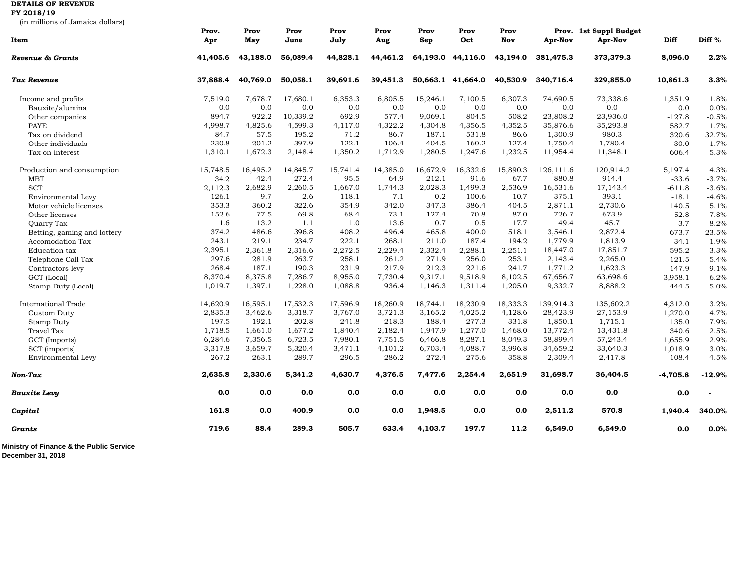**DETAILS OF REVENUE**
**FY 2018/19**
(in millions of Jamaica dollars)

| Item | Prov. Apr | Prov May | Prov June | Prov July | Prov Aug | Prov Sep | Prov Oct | Prov Nov | Prov. Apr-Nov | 1st Suppl Budget Apr-Nov | Diff | Diff % |
|---|---|---|---|---|---|---|---|---|---|---|---|---|
| ***Revenue & Grants*** | **41,405.6** | **43,188.0** | **56,089.4** | **44,828.1** | **44,461.2** | **64,193.0** | **44,116.0** | **43,194.0** | **381,475.3** | **373,379.3** | **8,096.0** | **2.2%** |
| ***Tax Revenue*** | **37,888.4** | **40,769.0** | **50,058.1** | **39,691.6** | **39,451.3** | **50,663.1** | **41,664.0** | **40,530.9** | **340,716.4** | **329,855.0** | **10,861.3** | **3.3%** |
| Income and profits | 7,519.0 | 7,678.7 | 17,680.1 | 6,353.3 | 6,805.5 | 15,246.1 | 7,100.5 | 6,307.3 | 74,690.5 | 73,338.6 | 1,351.9 | 1.8% |
| Bauxite/alumina | 0.0 | 0.0 | 0.0 | 0.0 | 0.0 | 0.0 | 0.0 | 0.0 | 0.0 | 0.0 | 0.0 | 0.0% |
| Other companies | 894.7 | 922.2 | 10,339.2 | 692.9 | 577.4 | 9,069.1 | 804.5 | 508.2 | 23,808.2 | 23,936.0 | -127.8 | -0.5% |
| PAYE | 4,998.7 | 4,825.6 | 4,599.3 | 4,117.0 | 4,322.2 | 4,304.8 | 4,356.5 | 4,352.5 | 35,876.6 | 35,293.8 | 582.7 | 1.7% |
| Tax on dividend | 84.7 | 57.5 | 195.2 | 71.2 | 86.7 | 187.1 | 531.8 | 86.6 | 1,300.9 | 980.3 | 320.6 | 32.7% |
| Other individuals | 230.8 | 201.2 | 397.9 | 122.1 | 106.4 | 404.5 | 160.2 | 127.4 | 1,750.4 | 1,780.4 | -30.0 | -1.7% |
| Tax on interest | 1,310.1 | 1,672.3 | 2,148.4 | 1,350.2 | 1,712.9 | 1,280.5 | 1,247.6 | 1,232.5 | 11,954.4 | 11,348.1 | 606.4 | 5.3% |
| Production and consumption | 15,748.5 | 16,495.2 | 14,845.7 | 15,741.4 | 14,385.0 | 16,672.9 | 16,332.6 | 15,890.3 | 126,111.6 | 120,914.2 | 5,197.4 | 4.3% |
| MBT | 34.2 | 42.4 | 272.4 | 95.5 | 64.9 | 212.1 | 91.6 | 67.7 | 880.8 | 914.4 | -33.6 | -3.7% |
| SCT | 2,112.3 | 2,682.9 | 2,260.5 | 1,667.0 | 1,744.3 | 2,028.3 | 1,499.3 | 2,536.9 | 16,531.6 | 17,143.4 | -611.8 | -3.6% |
| Environmental Levy | 126.1 | 9.7 | 2.6 | 118.1 | 7.1 | 0.2 | 100.6 | 10.7 | 375.1 | 393.1 | -18.1 | -4.6% |
| Motor vehicle licenses | 353.3 | 360.2 | 322.6 | 354.9 | 342.0 | 347.3 | 386.4 | 404.5 | 2,871.1 | 2,730.6 | 140.5 | 5.1% |
| Other licenses | 152.6 | 77.5 | 69.8 | 68.4 | 73.1 | 127.4 | 70.8 | 87.0 | 726.7 | 673.9 | 52.8 | 7.8% |
| Quarry Tax | 1.6 | 13.2 | 1.1 | 1.0 | 13.6 | 0.7 | 0.5 | 17.7 | 49.4 | 45.7 | 3.7 | 8.2% |
| Betting, gaming and lottery | 374.2 | 486.6 | 396.8 | 408.2 | 496.4 | 465.8 | 400.0 | 518.1 | 3,546.1 | 2,872.4 | 673.7 | 23.5% |
| Accomodation Tax | 243.1 | 219.1 | 234.7 | 222.1 | 268.1 | 211.0 | 187.4 | 194.2 | 1,779.9 | 1,813.9 | -34.1 | -1.9% |
| Education tax | 2,395.1 | 2,361.8 | 2,316.6 | 2,272.5 | 2,229.4 | 2,332.4 | 2,288.1 | 2,251.1 | 18,447.0 | 17,851.7 | 595.2 | 3.3% |
| Telephone Call Tax | 297.6 | 281.9 | 263.7 | 258.1 | 261.2 | 271.9 | 256.0 | 253.1 | 2,143.4 | 2,265.0 | -121.5 | -5.4% |
| Contractors levy | 268.4 | 187.1 | 190.3 | 231.9 | 217.9 | 212.3 | 221.6 | 241.7 | 1,771.2 | 1,623.3 | 147.9 | 9.1% |
| GCT (Local) | 8,370.4 | 8,375.8 | 7,286.7 | 8,955.0 | 7,730.4 | 9,317.1 | 9,518.9 | 8,102.5 | 67,656.7 | 63,698.6 | 3,958.1 | 6.2% |
| Stamp Duty (Local) | 1,019.7 | 1,397.1 | 1,228.0 | 1,088.8 | 936.4 | 1,146.3 | 1,311.4 | 1,205.0 | 9,332.7 | 8,888.2 | 444.5 | 5.0% |
| International Trade | 14,620.9 | 16,595.1 | 17,532.3 | 17,596.9 | 18,260.9 | 18,744.1 | 18,230.9 | 18,333.3 | 139,914.3 | 135,602.2 | 4,312.0 | 3.2% |
| Custom Duty | 2,835.3 | 3,462.6 | 3,318.7 | 3,767.0 | 3,721.3 | 3,165.2 | 4,025.2 | 4,128.6 | 28,423.9 | 27,153.9 | 1,270.0 | 4.7% |
| Stamp Duty | 197.5 | 192.1 | 202.8 | 241.8 | 218.3 | 188.4 | 277.3 | 331.8 | 1,850.1 | 1,715.1 | 135.0 | 7.9% |
| Travel Tax | 1,718.5 | 1,661.0 | 1,677.2 | 1,840.4 | 2,182.4 | 1,947.9 | 1,277.0 | 1,468.0 | 13,772.4 | 13,431.8 | 340.6 | 2.5% |
| GCT (Imports) | 6,284.6 | 7,356.5 | 6,723.5 | 7,980.1 | 7,751.5 | 6,466.8 | 8,287.1 | 8,049.3 | 58,899.4 | 57,243.4 | 1,655.9 | 2.9% |
| SCT (imports) | 3,317.8 | 3,659.7 | 5,320.4 | 3,471.1 | 4,101.2 | 6,703.4 | 4,088.7 | 3,996.8 | 34,659.2 | 33,640.3 | 1,018.9 | 3.0% |
| Environmental Levy | 267.2 | 263.1 | 289.7 | 296.5 | 286.2 | 272.4 | 275.6 | 358.8 | 2,309.4 | 2,417.8 | -108.4 | -4.5% |
| ***Non-Tax*** | **2,635.8** | **2,330.6** | **5,341.2** | **4,630.7** | **4,376.5** | **7,477.6** | **2,254.4** | **2,651.9** | **31,698.7** | **36,404.5** | **-4,705.8** | **-12.9%** |
| ***Bauxite Levy*** | **0.0** | **0.0** | **0.0** | **0.0** | **0.0** | **0.0** | **0.0** | **0.0** | **0.0** | **0.0** | **0.0** | **-** |
| ***Capital*** | **161.8** | **0.0** | **400.9** | **0.0** | **0.0** | **1,948.5** | **0.0** | **0.0** | **2,511.2** | **570.8** | **1,940.4** | **340.0%** |
| ***Grants*** | **719.6** | **88.4** | **289.3** | **505.7** | **633.4** | **4,103.7** | **197.7** | **11.2** | **6,549.0** | **6,549.0** | **0.0** | **0.0%** |

**Ministry of Finance & the Public Service**
**December 31, 2018**